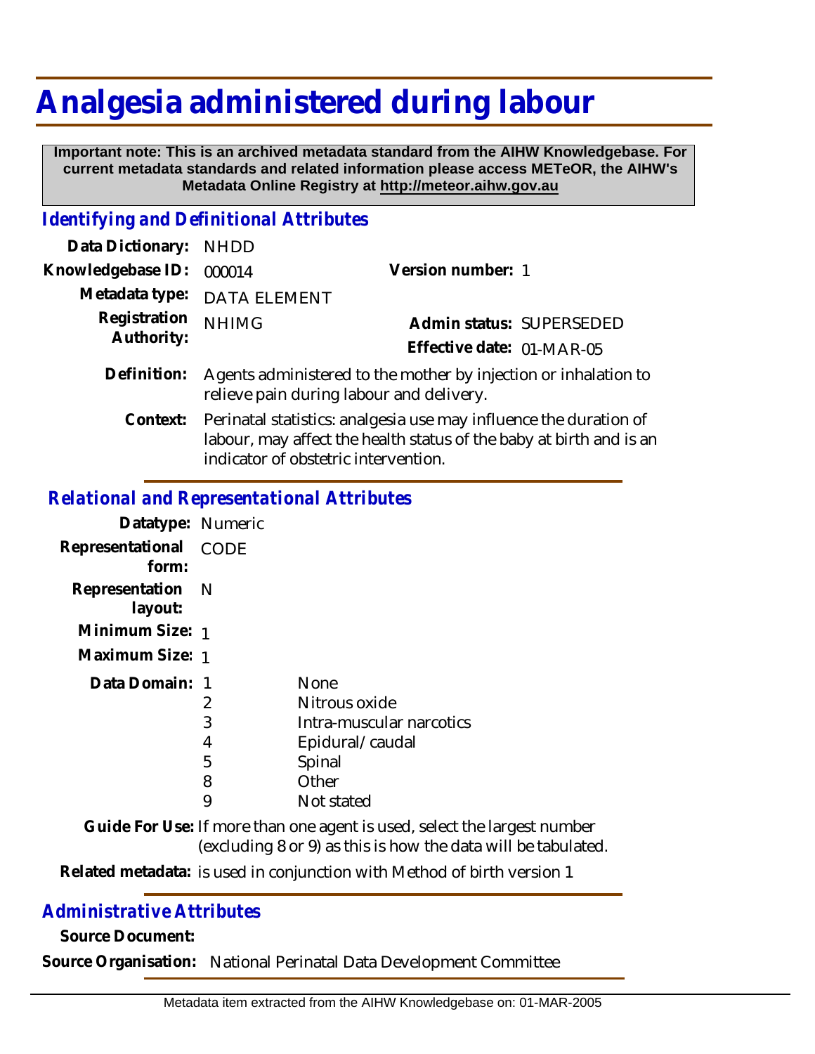# Analgesia administered during labour

**Important note: This is an archived metadata standard from the AIHW Knowledgebase. For current metadata standards and related information please access METeOR, the AIHW's Metadata Online Registry at http://meteor.aihw.gov.au**

## *Identifying and Definitional Attributes*

**Data Dictionary:** NHDD

**Knowledgebase ID:** 000014

**Version number:** 1

**Metadata type:** DATA ELEMENT

**Registration Authority:** NHIMG

**Admin status:** SUPERSEDED

**Effective date:** 01-MAR-05

**Definition:** Agents administered to the mother by injection or inhalation to relieve pain during labour and delivery.

**Context:** Perinatal statistics: analgesia use may influence the duration of labour, may affect the health status of the baby at birth and is an indicator of obstetric intervention.

## *Relational and Representational Attributes*

**Datatype:** Numeric

**Representational form:** CODE

**Representation layout:** N

**Minimum Size:** 1

**Maximum Size:** 1

**Data Domain:**

| Code | Description |
|---|---|
| 1 | None |
| 2 | Nitrous oxide |
| 3 | Intra-muscular narcotics |
| 4 | Epidural/caudal |
| 5 | Spinal |
| 8 | Other |
| 9 | Not stated |

**Guide For Use:** If more than one agent is used, select the largest number (excluding 8 or 9) as this is how the data will be tabulated.

**Related metadata:** is used in conjunction with Method of birth version 1

## *Administrative Attributes*

**Source Document:**

**Source Organisation:** National Perinatal Data Development Committee

Metadata item extracted from the AIHW Knowledgebase on: 01-MAR-2005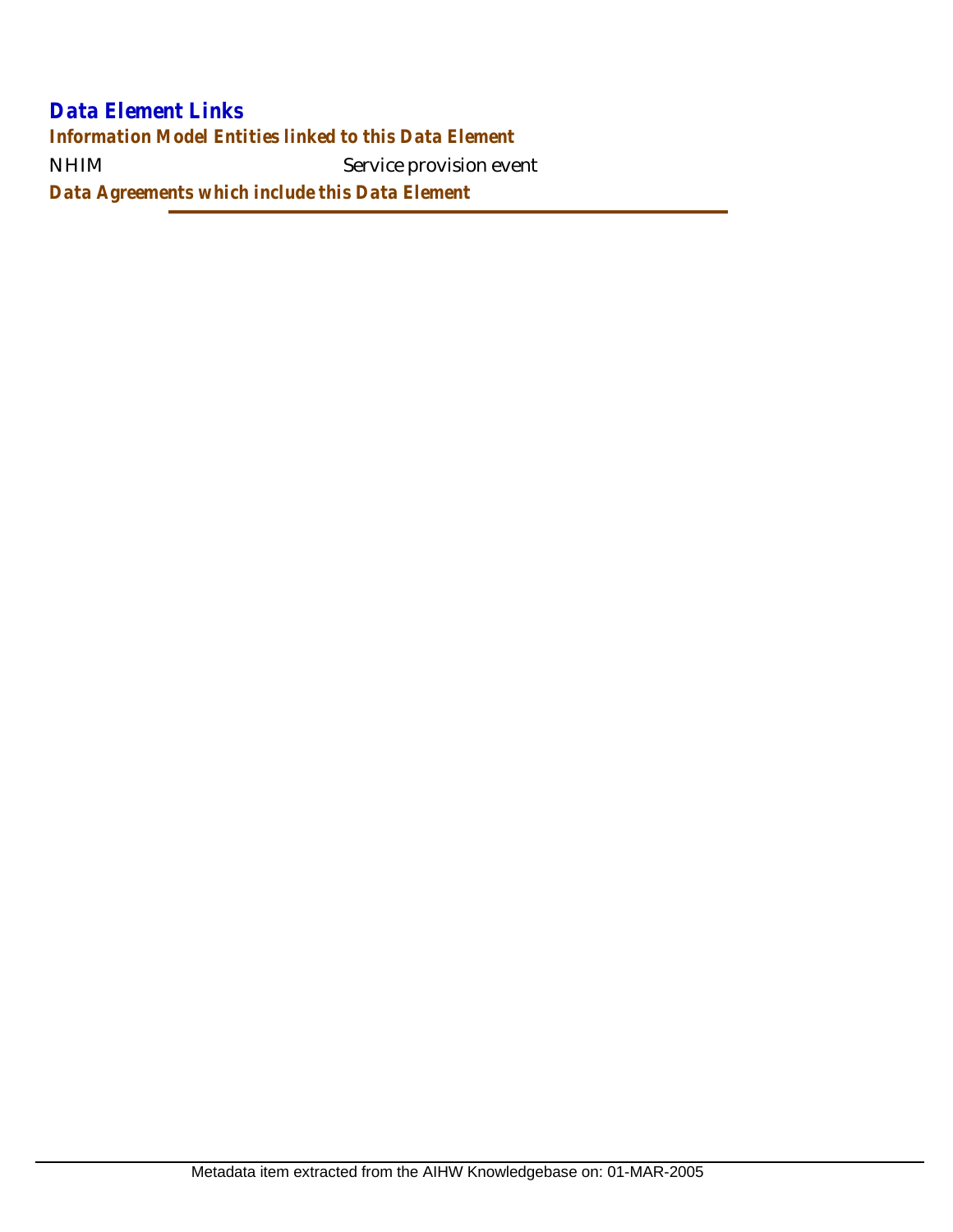## Data Element Links

### *Information Model Entities linked to this Data Element*

| | |
|---|---|
| NHIM | Service provision event |

### *Data Agreements which include this Data Element*

Metadata item extracted from the AIHW Knowledgebase on: 01-MAR-2005